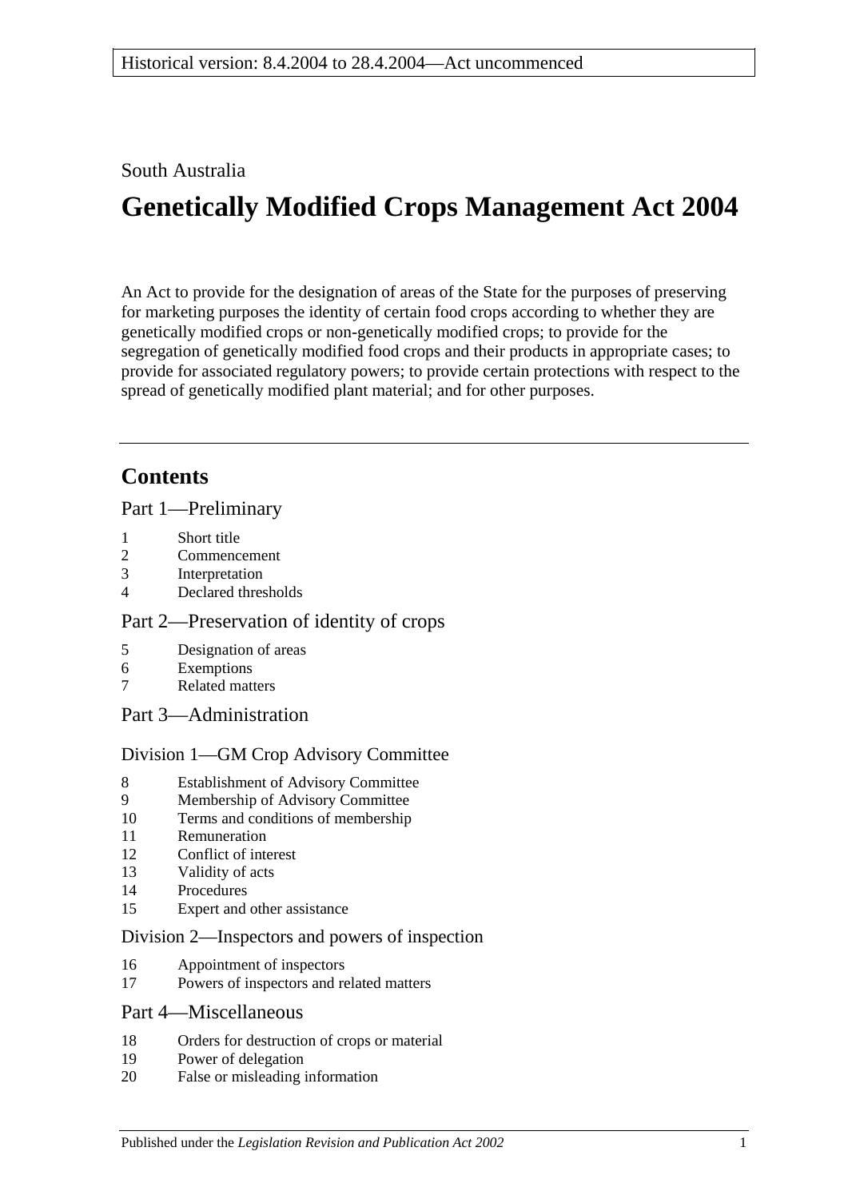Historical version: 8.4.2004 to 28.4.2004—Act uncommenced

South Australia

# Genetically Modified Crops Management Act 2004

An Act to provide for the designation of areas of the State for the purposes of preserving for marketing purposes the identity of certain food crops according to whether they are genetically modified crops or non-genetically modified crops; to provide for the segregation of genetically modified food crops and their products in appropriate cases; to provide for associated regulatory powers; to provide certain protections with respect to the spread of genetically modified plant material; and for other purposes.

## Contents

### Part 1—Preliminary

1 Short title
2 Commencement
3 Interpretation
4 Declared thresholds

### Part 2—Preservation of identity of crops

5 Designation of areas
6 Exemptions
7 Related matters

### Part 3—Administration

#### Division 1—GM Crop Advisory Committee

8 Establishment of Advisory Committee
9 Membership of Advisory Committee
10 Terms and conditions of membership
11 Remuneration
12 Conflict of interest
13 Validity of acts
14 Procedures
15 Expert and other assistance

#### Division 2—Inspectors and powers of inspection

16 Appointment of inspectors
17 Powers of inspectors and related matters

### Part 4—Miscellaneous

18 Orders for destruction of crops or material
19 Power of delegation
20 False or misleading information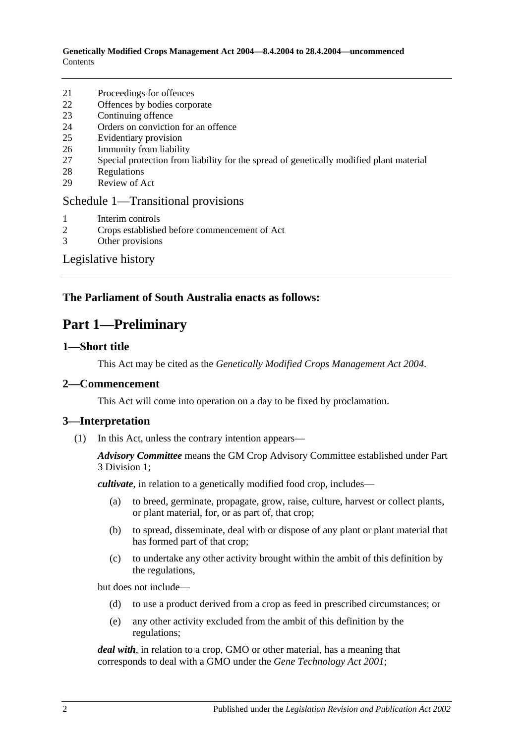21 Proceedings for offences
22 Offences by bodies corporate
23 Continuing offence
24 Orders on conviction for an offence
25 Evidentiary provision
26 Immunity from liability
27 Special protection from liability for the spread of genetically modified plant material
28 Regulations
29 Review of Act

Schedule 1—Transitional provisions

1 Interim controls
2 Crops established before commencement of Act
3 Other provisions

Legislative history

**The Parliament of South Australia enacts as follows:**

# Part 1—Preliminary

## 1—Short title

This Act may be cited as the *Genetically Modified Crops Management Act 2004*.

## 2—Commencement

This Act will come into operation on a day to be fixed by proclamation.

## 3—Interpretation

(1) In this Act, unless the contrary intention appears—

***Advisory Committee*** means the GM Crop Advisory Committee established under Part 3 Division 1;

***cultivate***, in relation to a genetically modified food crop, includes—

(a) to breed, germinate, propagate, grow, raise, culture, harvest or collect plants, or plant material, for, or as part of, that crop;

(b) to spread, disseminate, deal with or dispose of any plant or plant material that has formed part of that crop;

(c) to undertake any other activity brought within the ambit of this definition by the regulations,

but does not include—

(d) to use a product derived from a crop as feed in prescribed circumstances; or

(e) any other activity excluded from the ambit of this definition by the regulations;

***deal with***, in relation to a crop, GMO or other material, has a meaning that corresponds to deal with a GMO under the *Gene Technology Act 2001*;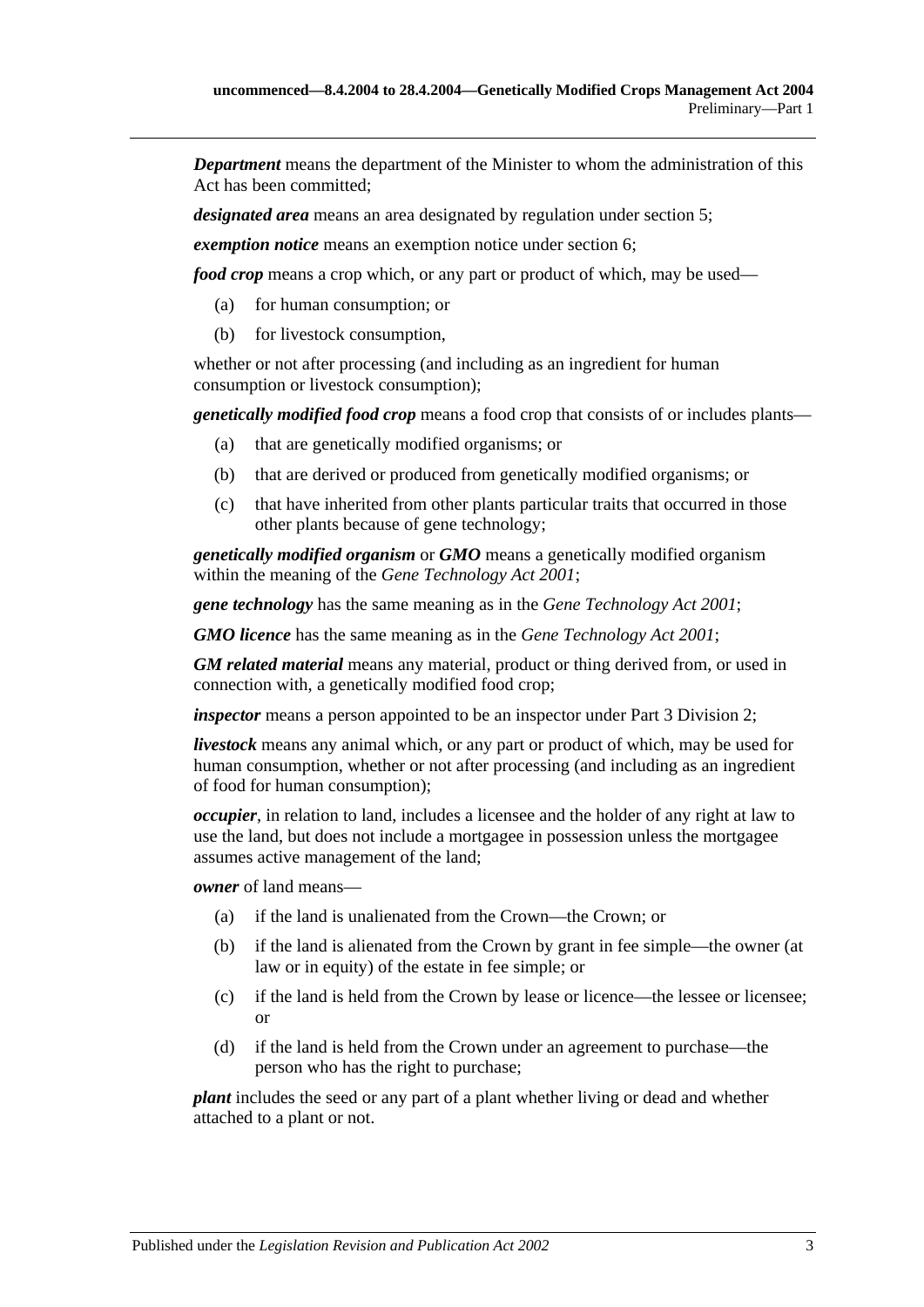***Department*** means the department of the Minister to whom the administration of this Act has been committed;

***designated area*** means an area designated by regulation under section 5;

***exemption notice*** means an exemption notice under section 6;

***food crop*** means a crop which, or any part or product of which, may be used—

- (a) for human consumption; or
- (b) for livestock consumption,

whether or not after processing (and including as an ingredient for human consumption or livestock consumption);

***genetically modified food crop*** means a food crop that consists of or includes plants—

- (a) that are genetically modified organisms; or
- (b) that are derived or produced from genetically modified organisms; or
- (c) that have inherited from other plants particular traits that occurred in those other plants because of gene technology;

***genetically modified organism*** or ***GMO*** means a genetically modified organism within the meaning of the *Gene Technology Act 2001*;

***gene technology*** has the same meaning as in the *Gene Technology Act 2001*;

***GMO licence*** has the same meaning as in the *Gene Technology Act 2001*;

***GM related material*** means any material, product or thing derived from, or used in connection with, a genetically modified food crop;

***inspector*** means a person appointed to be an inspector under Part 3 Division 2;

***livestock*** means any animal which, or any part or product of which, may be used for human consumption, whether or not after processing (and including as an ingredient of food for human consumption);

***occupier***, in relation to land, includes a licensee and the holder of any right at law to use the land, but does not include a mortgagee in possession unless the mortgagee assumes active management of the land;

***owner*** of land means—

- (a) if the land is unalienated from the Crown—the Crown; or
- (b) if the land is alienated from the Crown by grant in fee simple—the owner (at law or in equity) of the estate in fee simple; or
- (c) if the land is held from the Crown by lease or licence—the lessee or licensee; or
- (d) if the land is held from the Crown under an agreement to purchase—the person who has the right to purchase;

***plant*** includes the seed or any part of a plant whether living or dead and whether attached to a plant or not.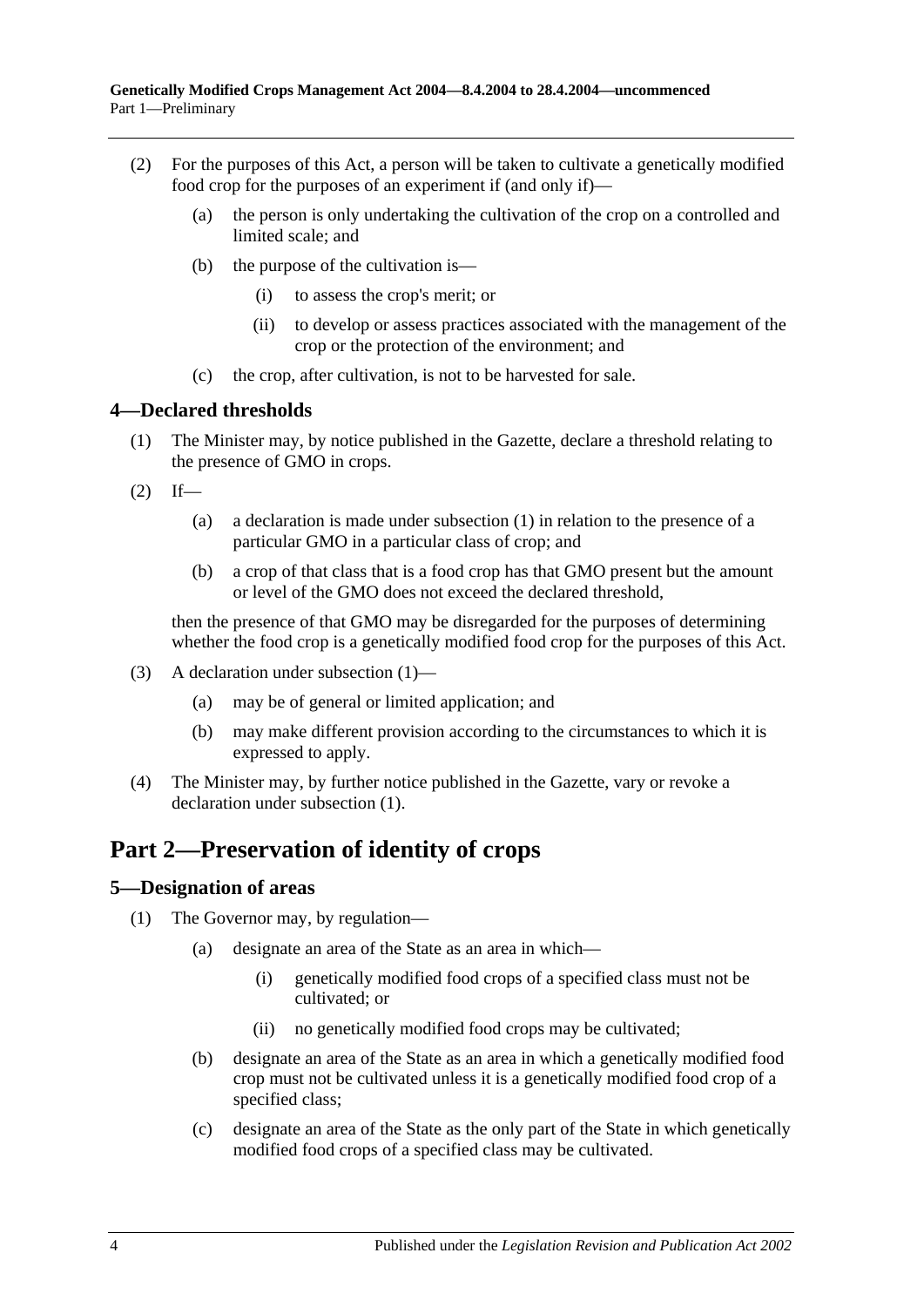(2) For the purposes of this Act, a person will be taken to cultivate a genetically modified food crop for the purposes of an experiment if (and only if)—

  (a) the person is only undertaking the cultivation of the crop on a controlled and limited scale; and

  (b) the purpose of the cultivation is—

    (i) to assess the crop's merit; or

    (ii) to develop or assess practices associated with the management of the crop or the protection of the environment; and

  (c) the crop, after cultivation, is not to be harvested for sale.

### 4—Declared thresholds

(1) The Minister may, by notice published in the Gazette, declare a threshold relating to the presence of GMO in crops.

(2) If—

  (a) a declaration is made under subsection (1) in relation to the presence of a particular GMO in a particular class of crop; and

  (b) a crop of that class that is a food crop has that GMO present but the amount or level of the GMO does not exceed the declared threshold,

then the presence of that GMO may be disregarded for the purposes of determining whether the food crop is a genetically modified food crop for the purposes of this Act.

(3) A declaration under subsection (1)—

  (a) may be of general or limited application; and

  (b) may make different provision according to the circumstances to which it is expressed to apply.

(4) The Minister may, by further notice published in the Gazette, vary or revoke a declaration under subsection (1).

## Part 2—Preservation of identity of crops

### 5—Designation of areas

(1) The Governor may, by regulation—

  (a) designate an area of the State as an area in which—

    (i) genetically modified food crops of a specified class must not be cultivated; or

    (ii) no genetically modified food crops may be cultivated;

  (b) designate an area of the State as an area in which a genetically modified food crop must not be cultivated unless it is a genetically modified food crop of a specified class;

  (c) designate an area of the State as the only part of the State in which genetically modified food crops of a specified class may be cultivated.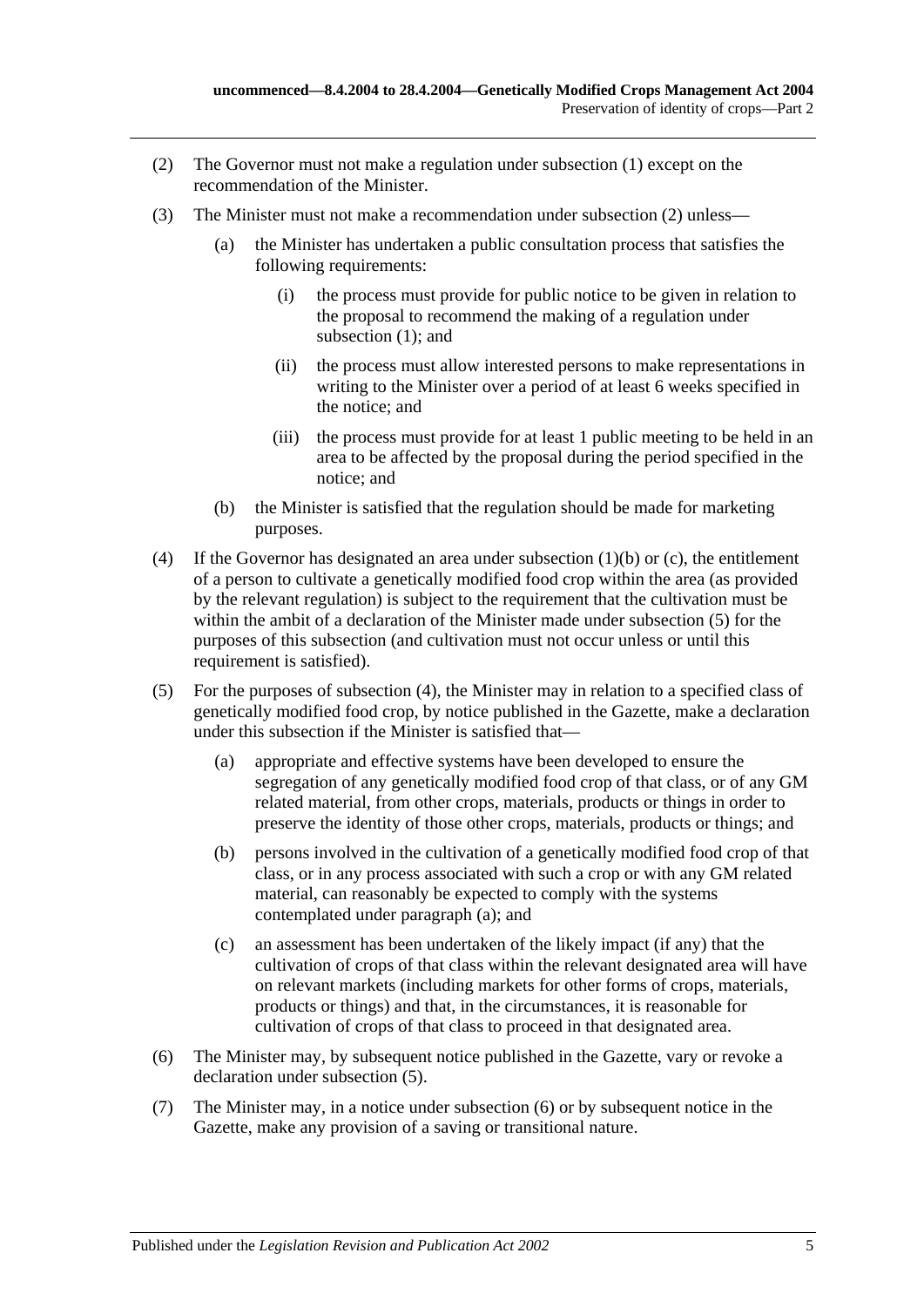(2) The Governor must not make a regulation under subsection (1) except on the recommendation of the Minister.

(3) The Minister must not make a recommendation under subsection (2) unless—

(a) the Minister has undertaken a public consultation process that satisfies the following requirements:

(i) the process must provide for public notice to be given in relation to the proposal to recommend the making of a regulation under subsection (1); and

(ii) the process must allow interested persons to make representations in writing to the Minister over a period of at least 6 weeks specified in the notice; and

(iii) the process must provide for at least 1 public meeting to be held in an area to be affected by the proposal during the period specified in the notice; and

(b) the Minister is satisfied that the regulation should be made for marketing purposes.

(4) If the Governor has designated an area under subsection (1)(b) or (c), the entitlement of a person to cultivate a genetically modified food crop within the area (as provided by the relevant regulation) is subject to the requirement that the cultivation must be within the ambit of a declaration of the Minister made under subsection (5) for the purposes of this subsection (and cultivation must not occur unless or until this requirement is satisfied).

(5) For the purposes of subsection (4), the Minister may in relation to a specified class of genetically modified food crop, by notice published in the Gazette, make a declaration under this subsection if the Minister is satisfied that—

(a) appropriate and effective systems have been developed to ensure the segregation of any genetically modified food crop of that class, or of any GM related material, from other crops, materials, products or things in order to preserve the identity of those other crops, materials, products or things; and

(b) persons involved in the cultivation of a genetically modified food crop of that class, or in any process associated with such a crop or with any GM related material, can reasonably be expected to comply with the systems contemplated under paragraph (a); and

(c) an assessment has been undertaken of the likely impact (if any) that the cultivation of crops of that class within the relevant designated area will have on relevant markets (including markets for other forms of crops, materials, products or things) and that, in the circumstances, it is reasonable for cultivation of crops of that class to proceed in that designated area.

(6) The Minister may, by subsequent notice published in the Gazette, vary or revoke a declaration under subsection (5).

(7) The Minister may, in a notice under subsection (6) or by subsequent notice in the Gazette, make any provision of a saving or transitional nature.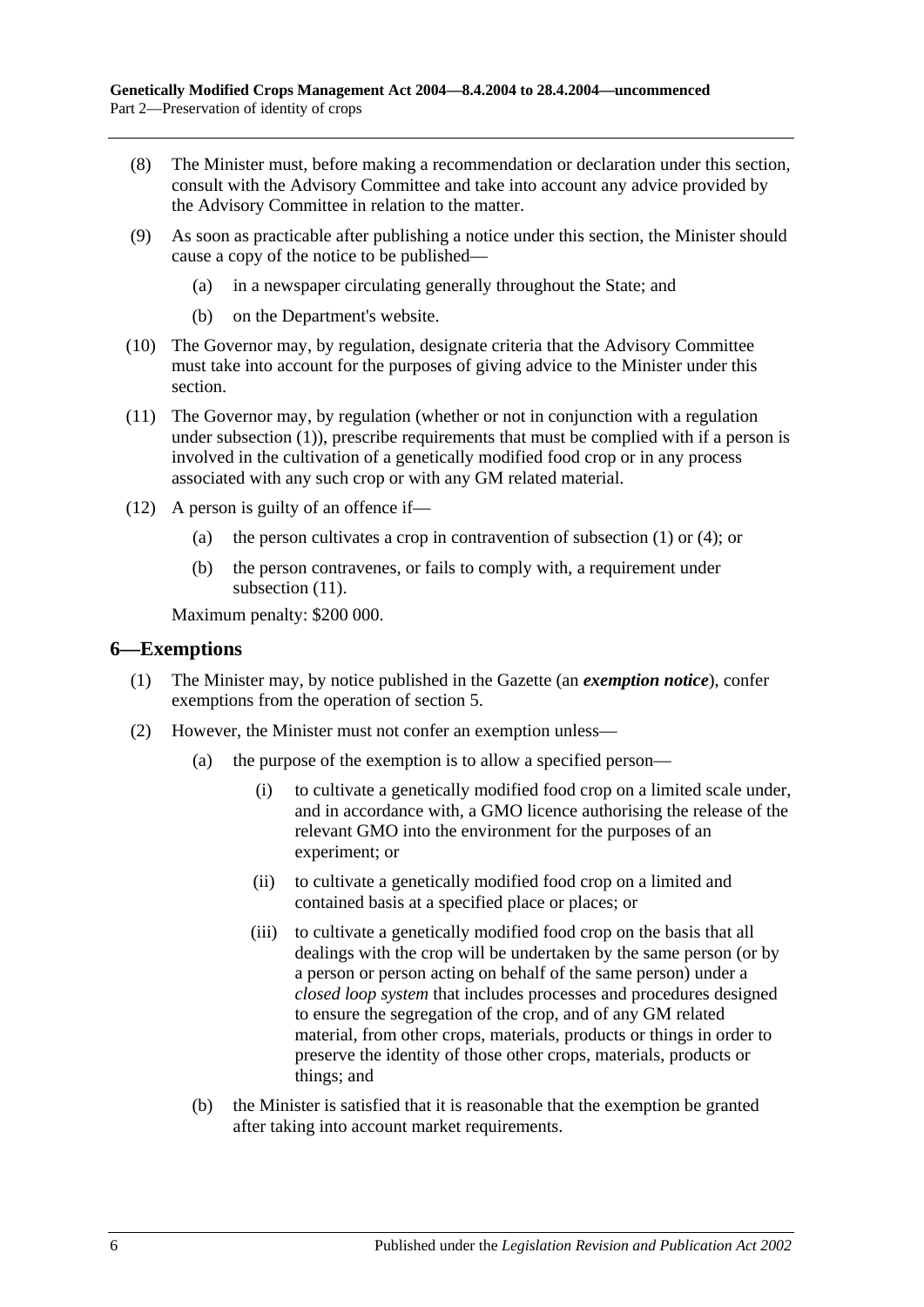(8) The Minister must, before making a recommendation or declaration under this section, consult with the Advisory Committee and take into account any advice provided by the Advisory Committee in relation to the matter.

(9) As soon as practicable after publishing a notice under this section, the Minister should cause a copy of the notice to be published—

(a) in a newspaper circulating generally throughout the State; and

(b) on the Department's website.

(10) The Governor may, by regulation, designate criteria that the Advisory Committee must take into account for the purposes of giving advice to the Minister under this section.

(11) The Governor may, by regulation (whether or not in conjunction with a regulation under subsection (1)), prescribe requirements that must be complied with if a person is involved in the cultivation of a genetically modified food crop or in any process associated with any such crop or with any GM related material.

(12) A person is guilty of an offence if—

(a) the person cultivates a crop in contravention of subsection (1) or (4); or

(b) the person contravenes, or fails to comply with, a requirement under subsection (11).

Maximum penalty: $200 000.

## 6—Exemptions

(1) The Minister may, by notice published in the Gazette (an ***exemption notice***), confer exemptions from the operation of section 5.

(2) However, the Minister must not confer an exemption unless—

(a) the purpose of the exemption is to allow a specified person—

(i) to cultivate a genetically modified food crop on a limited scale under, and in accordance with, a GMO licence authorising the release of the relevant GMO into the environment for the purposes of an experiment; or

(ii) to cultivate a genetically modified food crop on a limited and contained basis at a specified place or places; or

(iii) to cultivate a genetically modified food crop on the basis that all dealings with the crop will be undertaken by the same person (or by a person or person acting on behalf of the same person) under a *closed loop system* that includes processes and procedures designed to ensure the segregation of the crop, and of any GM related material, from other crops, materials, products or things in order to preserve the identity of those other crops, materials, products or things; and

(b) the Minister is satisfied that it is reasonable that the exemption be granted after taking into account market requirements.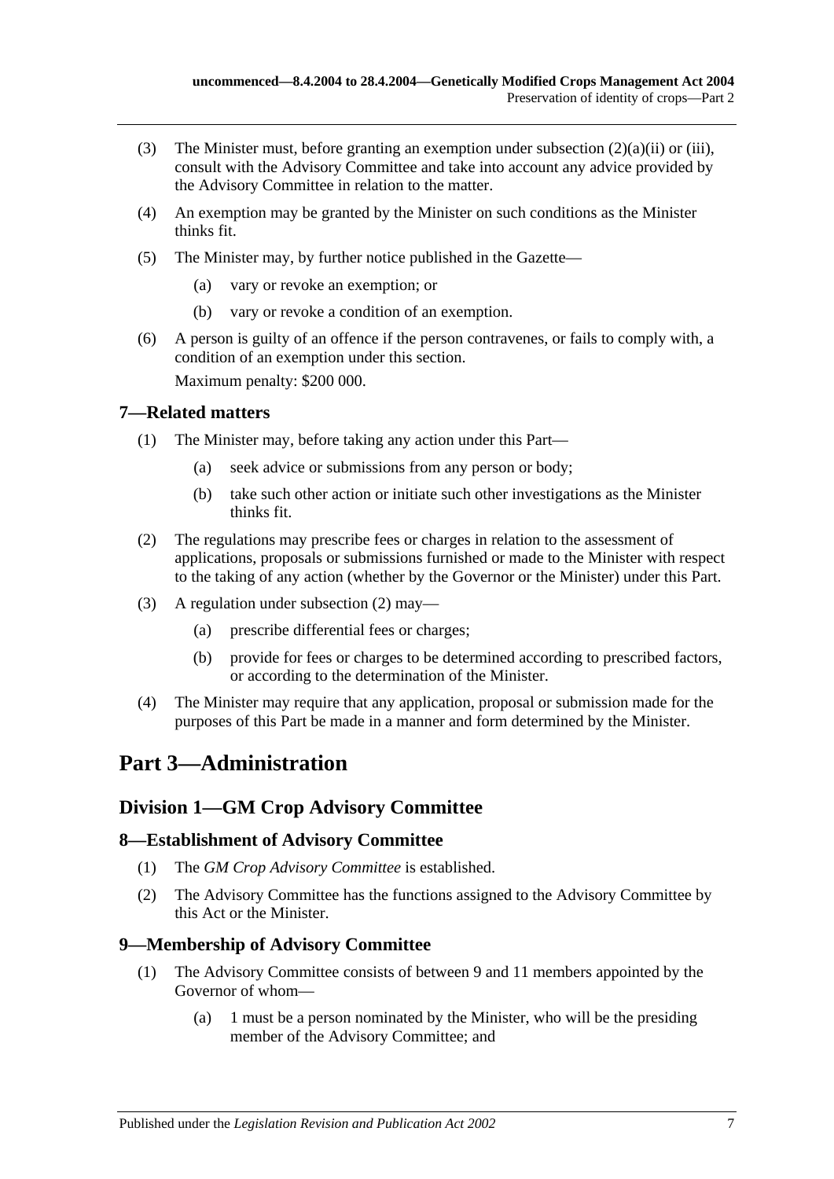(3) The Minister must, before granting an exemption under subsection (2)(a)(ii) or (iii), consult with the Advisory Committee and take into account any advice provided by the Advisory Committee in relation to the matter.

(4) An exemption may be granted by the Minister on such conditions as the Minister thinks fit.

(5) The Minister may, by further notice published in the Gazette—

(a) vary or revoke an exemption; or

(b) vary or revoke a condition of an exemption.

(6) A person is guilty of an offence if the person contravenes, or fails to comply with, a condition of an exemption under this section.

Maximum penalty: $200 000.

### 7—Related matters

(1) The Minister may, before taking any action under this Part—

(a) seek advice or submissions from any person or body;

(b) take such other action or initiate such other investigations as the Minister thinks fit.

(2) The regulations may prescribe fees or charges in relation to the assessment of applications, proposals or submissions furnished or made to the Minister with respect to the taking of any action (whether by the Governor or the Minister) under this Part.

(3) A regulation under subsection (2) may—

(a) prescribe differential fees or charges;

(b) provide for fees or charges to be determined according to prescribed factors, or according to the determination of the Minister.

(4) The Minister may require that any application, proposal or submission made for the purposes of this Part be made in a manner and form determined by the Minister.

# Part 3—Administration

## Division 1—GM Crop Advisory Committee

### 8—Establishment of Advisory Committee

(1) The *GM Crop Advisory Committee* is established.

(2) The Advisory Committee has the functions assigned to the Advisory Committee by this Act or the Minister.

### 9—Membership of Advisory Committee

(1) The Advisory Committee consists of between 9 and 11 members appointed by the Governor of whom—

(a) 1 must be a person nominated by the Minister, who will be the presiding member of the Advisory Committee; and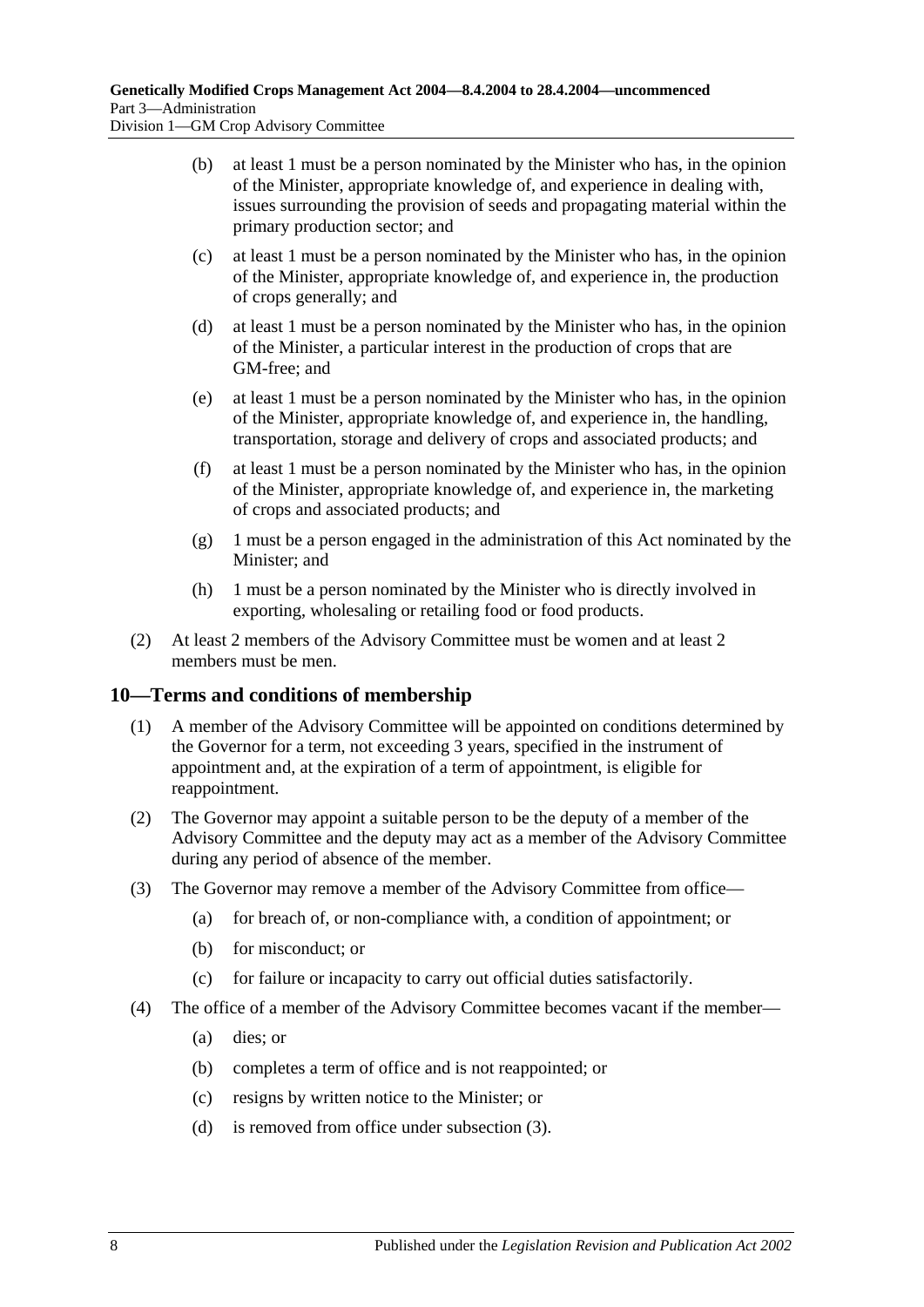(b) at least 1 must be a person nominated by the Minister who has, in the opinion of the Minister, appropriate knowledge of, and experience in dealing with, issues surrounding the provision of seeds and propagating material within the primary production sector; and

(c) at least 1 must be a person nominated by the Minister who has, in the opinion of the Minister, appropriate knowledge of, and experience in, the production of crops generally; and

(d) at least 1 must be a person nominated by the Minister who has, in the opinion of the Minister, a particular interest in the production of crops that are GM-free; and

(e) at least 1 must be a person nominated by the Minister who has, in the opinion of the Minister, appropriate knowledge of, and experience in, the handling, transportation, storage and delivery of crops and associated products; and

(f) at least 1 must be a person nominated by the Minister who has, in the opinion of the Minister, appropriate knowledge of, and experience in, the marketing of crops and associated products; and

(g) 1 must be a person engaged in the administration of this Act nominated by the Minister; and

(h) 1 must be a person nominated by the Minister who is directly involved in exporting, wholesaling or retailing food or food products.

(2) At least 2 members of the Advisory Committee must be women and at least 2 members must be men.

## 10—Terms and conditions of membership

(1) A member of the Advisory Committee will be appointed on conditions determined by the Governor for a term, not exceeding 3 years, specified in the instrument of appointment and, at the expiration of a term of appointment, is eligible for reappointment.

(2) The Governor may appoint a suitable person to be the deputy of a member of the Advisory Committee and the deputy may act as a member of the Advisory Committee during any period of absence of the member.

(3) The Governor may remove a member of the Advisory Committee from office—

(a) for breach of, or non-compliance with, a condition of appointment; or

(b) for misconduct; or

(c) for failure or incapacity to carry out official duties satisfactorily.

(4) The office of a member of the Advisory Committee becomes vacant if the member—

(a) dies; or

(b) completes a term of office and is not reappointed; or

(c) resigns by written notice to the Minister; or

(d) is removed from office under subsection (3).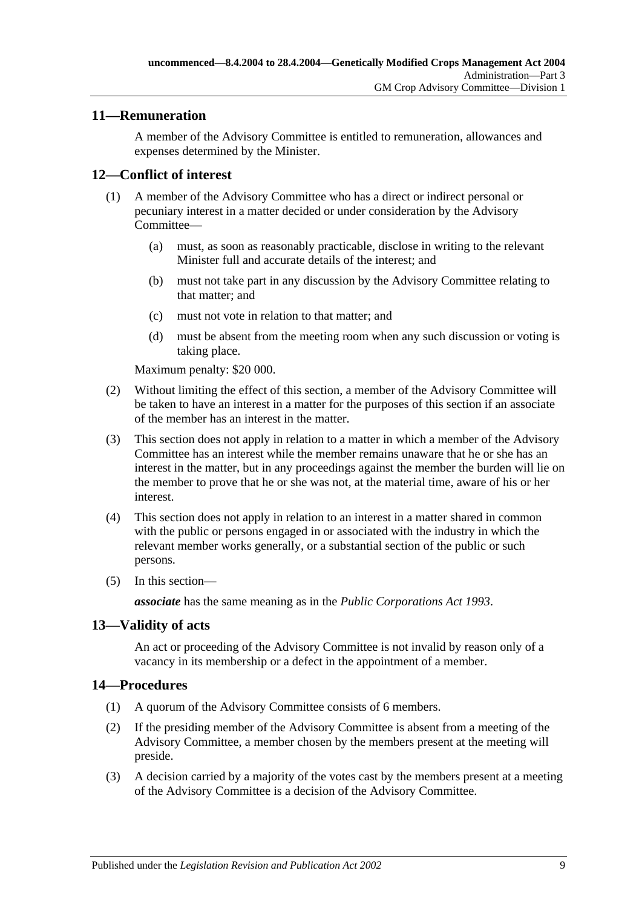## 11—Remuneration

A member of the Advisory Committee is entitled to remuneration, allowances and expenses determined by the Minister.

## 12—Conflict of interest

(1) A member of the Advisory Committee who has a direct or indirect personal or pecuniary interest in a matter decided or under consideration by the Advisory Committee—

   (a) must, as soon as reasonably practicable, disclose in writing to the relevant Minister full and accurate details of the interest; and

   (b) must not take part in any discussion by the Advisory Committee relating to that matter; and

   (c) must not vote in relation to that matter; and

   (d) must be absent from the meeting room when any such discussion or voting is taking place.

Maximum penalty: $20 000.

(2) Without limiting the effect of this section, a member of the Advisory Committee will be taken to have an interest in a matter for the purposes of this section if an associate of the member has an interest in the matter.

(3) This section does not apply in relation to a matter in which a member of the Advisory Committee has an interest while the member remains unaware that he or she has an interest in the matter, but in any proceedings against the member the burden will lie on the member to prove that he or she was not, at the material time, aware of his or her interest.

(4) This section does not apply in relation to an interest in a matter shared in common with the public or persons engaged in or associated with the industry in which the relevant member works generally, or a substantial section of the public or such persons.

(5) In this section—

***associate*** has the same meaning as in the *Public Corporations Act 1993*.

## 13—Validity of acts

An act or proceeding of the Advisory Committee is not invalid by reason only of a vacancy in its membership or a defect in the appointment of a member.

## 14—Procedures

(1) A quorum of the Advisory Committee consists of 6 members.

(2) If the presiding member of the Advisory Committee is absent from a meeting of the Advisory Committee, a member chosen by the members present at the meeting will preside.

(3) A decision carried by a majority of the votes cast by the members present at a meeting of the Advisory Committee is a decision of the Advisory Committee.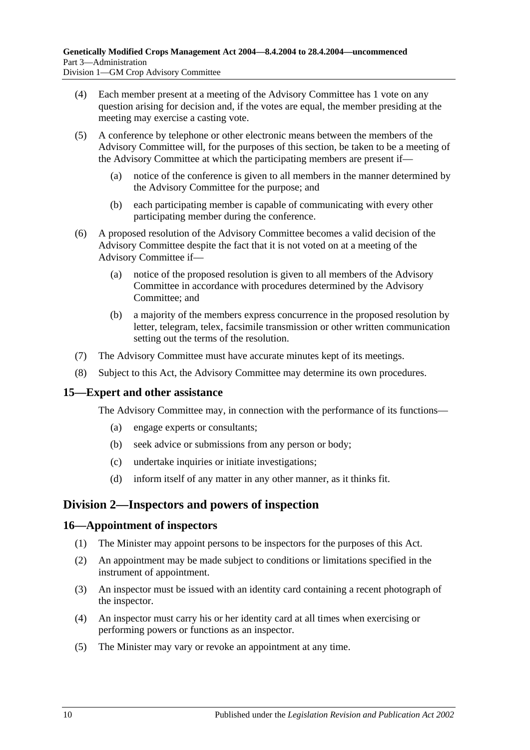(4) Each member present at a meeting of the Advisory Committee has 1 vote on any question arising for decision and, if the votes are equal, the member presiding at the meeting may exercise a casting vote.

(5) A conference by telephone or other electronic means between the members of the Advisory Committee will, for the purposes of this section, be taken to be a meeting of the Advisory Committee at which the participating members are present if—

(a) notice of the conference is given to all members in the manner determined by the Advisory Committee for the purpose; and

(b) each participating member is capable of communicating with every other participating member during the conference.

(6) A proposed resolution of the Advisory Committee becomes a valid decision of the Advisory Committee despite the fact that it is not voted on at a meeting of the Advisory Committee if—

(a) notice of the proposed resolution is given to all members of the Advisory Committee in accordance with procedures determined by the Advisory Committee; and

(b) a majority of the members express concurrence in the proposed resolution by letter, telegram, telex, facsimile transmission or other written communication setting out the terms of the resolution.

(7) The Advisory Committee must have accurate minutes kept of its meetings.

(8) Subject to this Act, the Advisory Committee may determine its own procedures.

### 15—Expert and other assistance

The Advisory Committee may, in connection with the performance of its functions—

(a) engage experts or consultants;

(b) seek advice or submissions from any person or body;

(c) undertake inquiries or initiate investigations;

(d) inform itself of any matter in any other manner, as it thinks fit.

## Division 2—Inspectors and powers of inspection

### 16—Appointment of inspectors

(1) The Minister may appoint persons to be inspectors for the purposes of this Act.

(2) An appointment may be made subject to conditions or limitations specified in the instrument of appointment.

(3) An inspector must be issued with an identity card containing a recent photograph of the inspector.

(4) An inspector must carry his or her identity card at all times when exercising or performing powers or functions as an inspector.

(5) The Minister may vary or revoke an appointment at any time.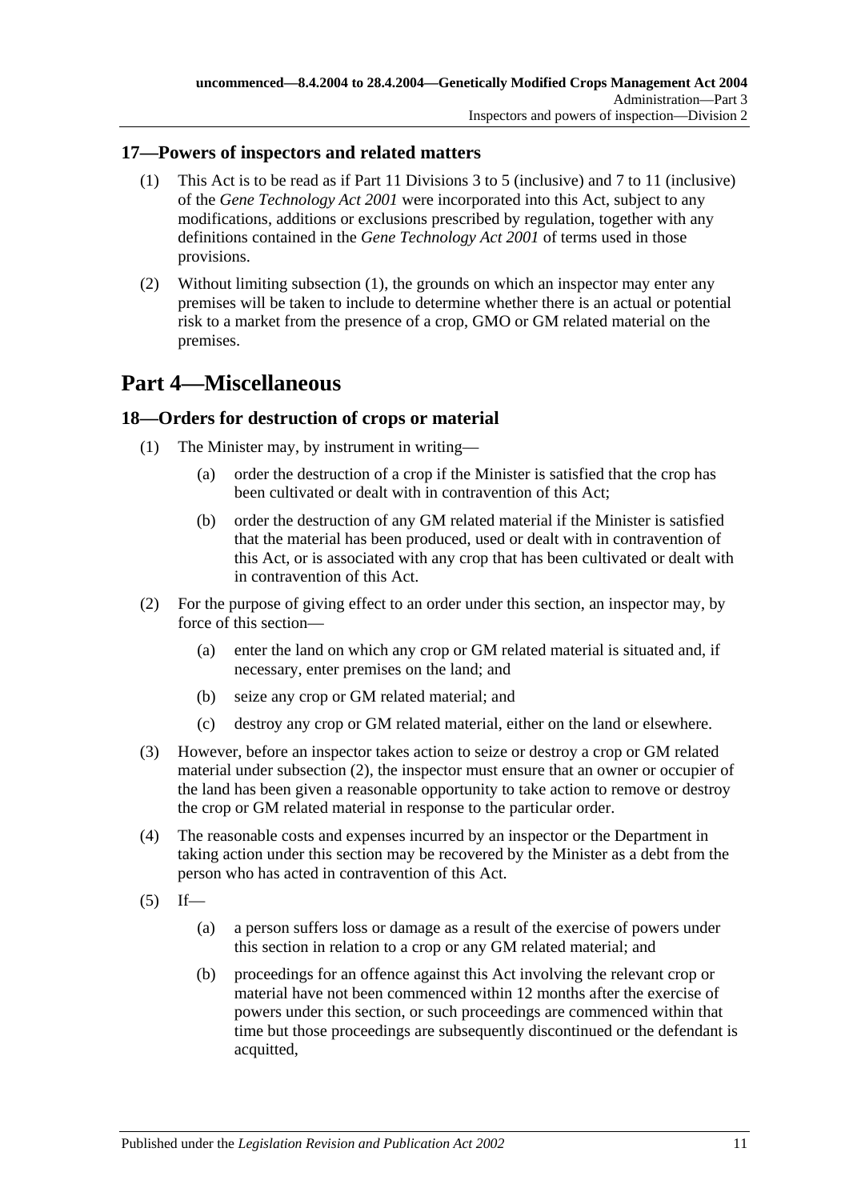## 17—Powers of inspectors and related matters

(1) This Act is to be read as if Part 11 Divisions 3 to 5 (inclusive) and 7 to 11 (inclusive) of the *Gene Technology Act 2001* were incorporated into this Act, subject to any modifications, additions or exclusions prescribed by regulation, together with any definitions contained in the *Gene Technology Act 2001* of terms used in those provisions.

(2) Without limiting subsection (1), the grounds on which an inspector may enter any premises will be taken to include to determine whether there is an actual or potential risk to a market from the presence of a crop, GMO or GM related material on the premises.

# Part 4—Miscellaneous

## 18—Orders for destruction of crops or material

(1) The Minister may, by instrument in writing—

(a) order the destruction of a crop if the Minister is satisfied that the crop has been cultivated or dealt with in contravention of this Act;

(b) order the destruction of any GM related material if the Minister is satisfied that the material has been produced, used or dealt with in contravention of this Act, or is associated with any crop that has been cultivated or dealt with in contravention of this Act.

(2) For the purpose of giving effect to an order under this section, an inspector may, by force of this section—

(a) enter the land on which any crop or GM related material is situated and, if necessary, enter premises on the land; and

(b) seize any crop or GM related material; and

(c) destroy any crop or GM related material, either on the land or elsewhere.

(3) However, before an inspector takes action to seize or destroy a crop or GM related material under subsection (2), the inspector must ensure that an owner or occupier of the land has been given a reasonable opportunity to take action to remove or destroy the crop or GM related material in response to the particular order.

(4) The reasonable costs and expenses incurred by an inspector or the Department in taking action under this section may be recovered by the Minister as a debt from the person who has acted in contravention of this Act.

(5) If—

(a) a person suffers loss or damage as a result of the exercise of powers under this section in relation to a crop or any GM related material; and

(b) proceedings for an offence against this Act involving the relevant crop or material have not been commenced within 12 months after the exercise of powers under this section, or such proceedings are commenced within that time but those proceedings are subsequently discontinued or the defendant is acquitted,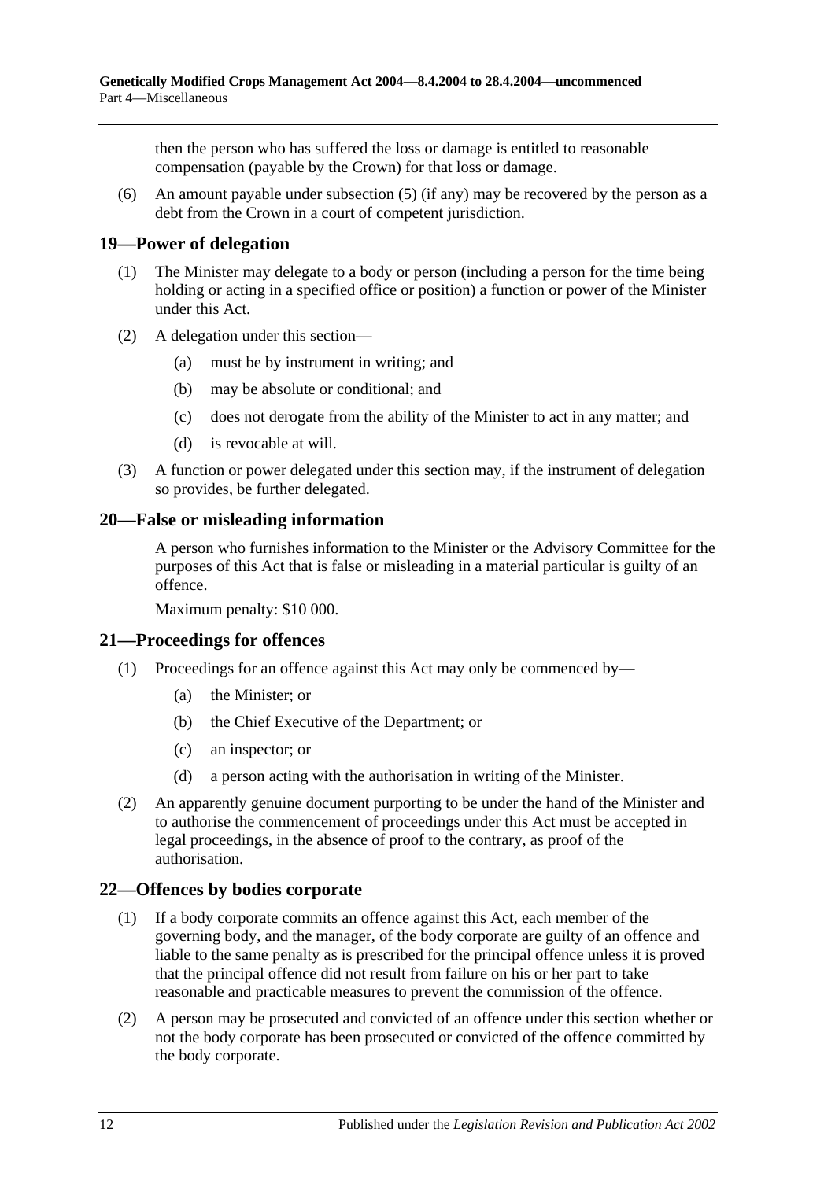then the person who has suffered the loss or damage is entitled to reasonable compensation (payable by the Crown) for that loss or damage.

(6) An amount payable under subsection (5) (if any) may be recovered by the person as a debt from the Crown in a court of competent jurisdiction.

## 19—Power of delegation

(1) The Minister may delegate to a body or person (including a person for the time being holding or acting in a specified office or position) a function or power of the Minister under this Act.

(2) A delegation under this section—

(a) must be by instrument in writing; and

(b) may be absolute or conditional; and

(c) does not derogate from the ability of the Minister to act in any matter; and

(d) is revocable at will.

(3) A function or power delegated under this section may, if the instrument of delegation so provides, be further delegated.

## 20—False or misleading information

A person who furnishes information to the Minister or the Advisory Committee for the purposes of this Act that is false or misleading in a material particular is guilty of an offence.

Maximum penalty: $10 000.

## 21—Proceedings for offences

(1) Proceedings for an offence against this Act may only be commenced by—

(a) the Minister; or

(b) the Chief Executive of the Department; or

(c) an inspector; or

(d) a person acting with the authorisation in writing of the Minister.

(2) An apparently genuine document purporting to be under the hand of the Minister and to authorise the commencement of proceedings under this Act must be accepted in legal proceedings, in the absence of proof to the contrary, as proof of the authorisation.

## 22—Offences by bodies corporate

(1) If a body corporate commits an offence against this Act, each member of the governing body, and the manager, of the body corporate are guilty of an offence and liable to the same penalty as is prescribed for the principal offence unless it is proved that the principal offence did not result from failure on his or her part to take reasonable and practicable measures to prevent the commission of the offence.

(2) A person may be prosecuted and convicted of an offence under this section whether or not the body corporate has been prosecuted or convicted of the offence committed by the body corporate.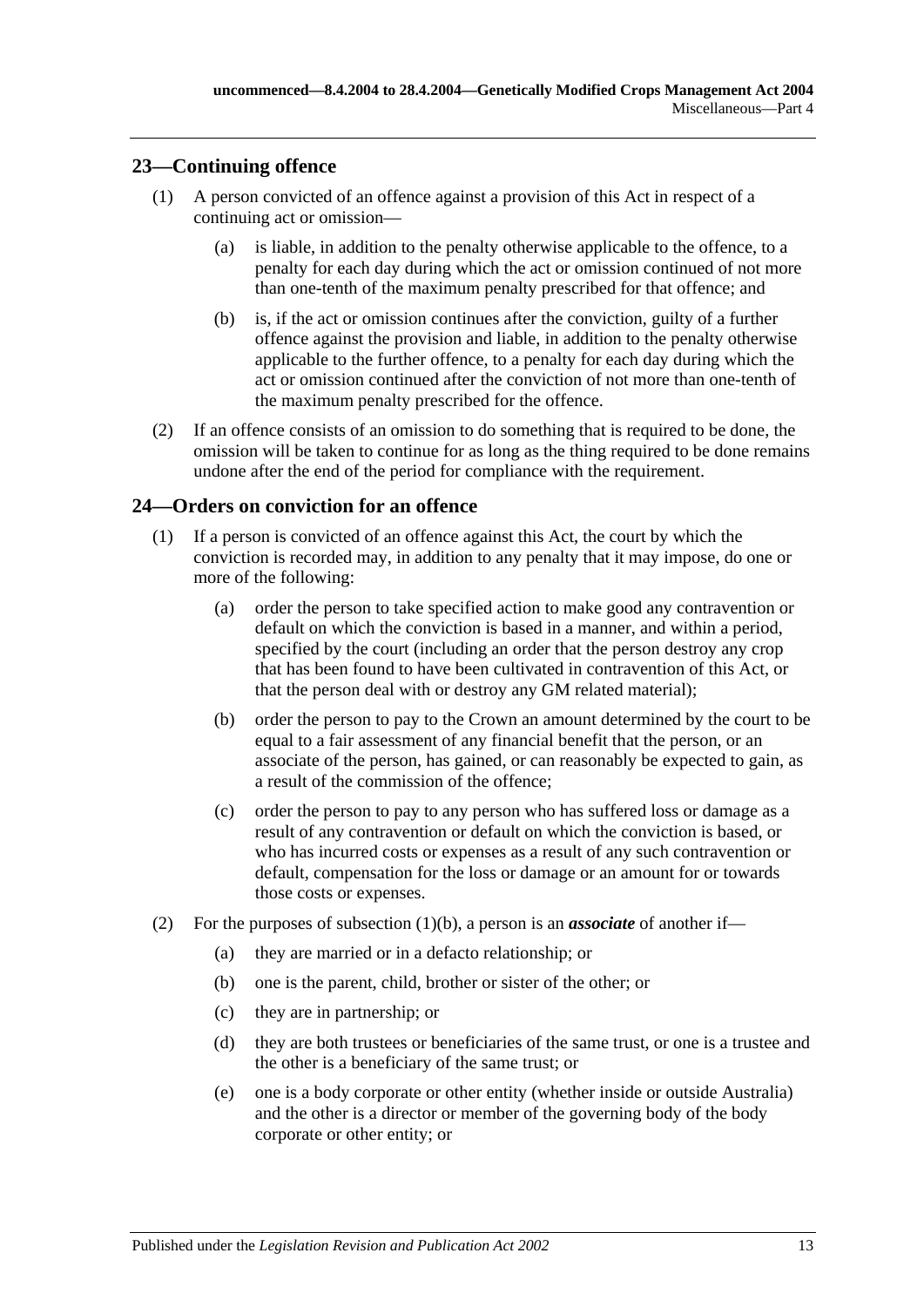## 23—Continuing offence

(1) A person convicted of an offence against a provision of this Act in respect of a continuing act or omission—

(a) is liable, in addition to the penalty otherwise applicable to the offence, to a penalty for each day during which the act or omission continued of not more than one-tenth of the maximum penalty prescribed for that offence; and

(b) is, if the act or omission continues after the conviction, guilty of a further offence against the provision and liable, in addition to the penalty otherwise applicable to the further offence, to a penalty for each day during which the act or omission continued after the conviction of not more than one-tenth of the maximum penalty prescribed for the offence.

(2) If an offence consists of an omission to do something that is required to be done, the omission will be taken to continue for as long as the thing required to be done remains undone after the end of the period for compliance with the requirement.

## 24—Orders on conviction for an offence

(1) If a person is convicted of an offence against this Act, the court by which the conviction is recorded may, in addition to any penalty that it may impose, do one or more of the following:

(a) order the person to take specified action to make good any contravention or default on which the conviction is based in a manner, and within a period, specified by the court (including an order that the person destroy any crop that has been found to have been cultivated in contravention of this Act, or that the person deal with or destroy any GM related material);

(b) order the person to pay to the Crown an amount determined by the court to be equal to a fair assessment of any financial benefit that the person, or an associate of the person, has gained, or can reasonably be expected to gain, as a result of the commission of the offence;

(c) order the person to pay to any person who has suffered loss or damage as a result of any contravention or default on which the conviction is based, or who has incurred costs or expenses as a result of any such contravention or default, compensation for the loss or damage or an amount for or towards those costs or expenses.

(2) For the purposes of subsection (1)(b), a person is an ***associate*** of another if—

(a) they are married or in a defacto relationship; or

(b) one is the parent, child, brother or sister of the other; or

(c) they are in partnership; or

(d) they are both trustees or beneficiaries of the same trust, or one is a trustee and the other is a beneficiary of the same trust; or

(e) one is a body corporate or other entity (whether inside or outside Australia) and the other is a director or member of the governing body of the body corporate or other entity; or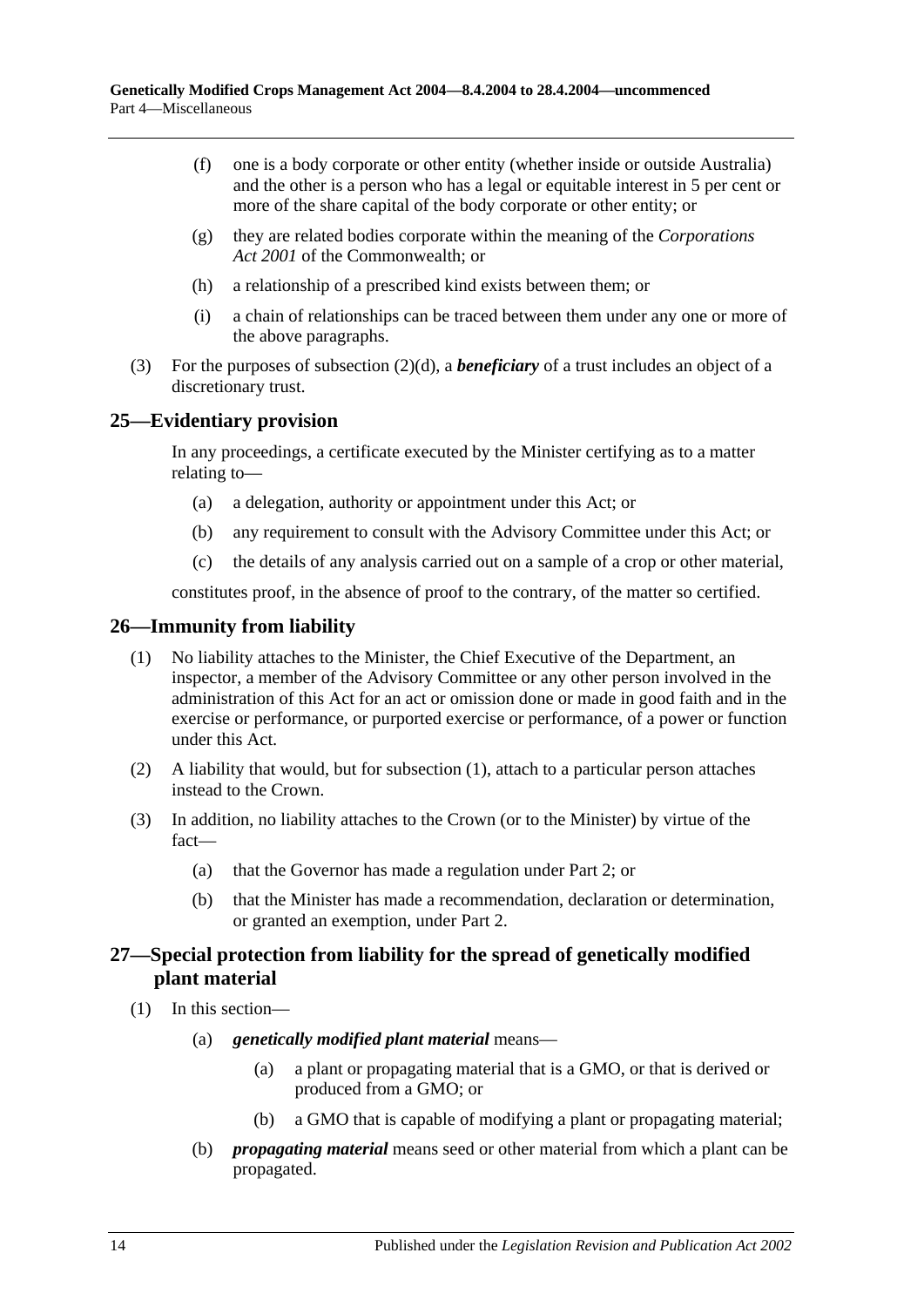(f) one is a body corporate or other entity (whether inside or outside Australia) and the other is a person who has a legal or equitable interest in 5 per cent or more of the share capital of the body corporate or other entity; or

(g) they are related bodies corporate within the meaning of the *Corporations Act 2001* of the Commonwealth; or

(h) a relationship of a prescribed kind exists between them; or

(i) a chain of relationships can be traced between them under any one or more of the above paragraphs.

(3) For the purposes of subsection (2)(d), a ***beneficiary*** of a trust includes an object of a discretionary trust.

## 25—Evidentiary provision

In any proceedings, a certificate executed by the Minister certifying as to a matter relating to—

(a) a delegation, authority or appointment under this Act; or

(b) any requirement to consult with the Advisory Committee under this Act; or

(c) the details of any analysis carried out on a sample of a crop or other material,

constitutes proof, in the absence of proof to the contrary, of the matter so certified.

## 26—Immunity from liability

(1) No liability attaches to the Minister, the Chief Executive of the Department, an inspector, a member of the Advisory Committee or any other person involved in the administration of this Act for an act or omission done or made in good faith and in the exercise or performance, or purported exercise or performance, of a power or function under this Act.

(2) A liability that would, but for subsection (1), attach to a particular person attaches instead to the Crown.

(3) In addition, no liability attaches to the Crown (or to the Minister) by virtue of the fact—

(a) that the Governor has made a regulation under Part 2; or

(b) that the Minister has made a recommendation, declaration or determination, or granted an exemption, under Part 2.

## 27—Special protection from liability for the spread of genetically modified plant material

(1) In this section—

(a) ***genetically modified plant material*** means—

(a) a plant or propagating material that is a GMO, or that is derived or produced from a GMO; or

(b) a GMO that is capable of modifying a plant or propagating material;

(b) ***propagating material*** means seed or other material from which a plant can be propagated.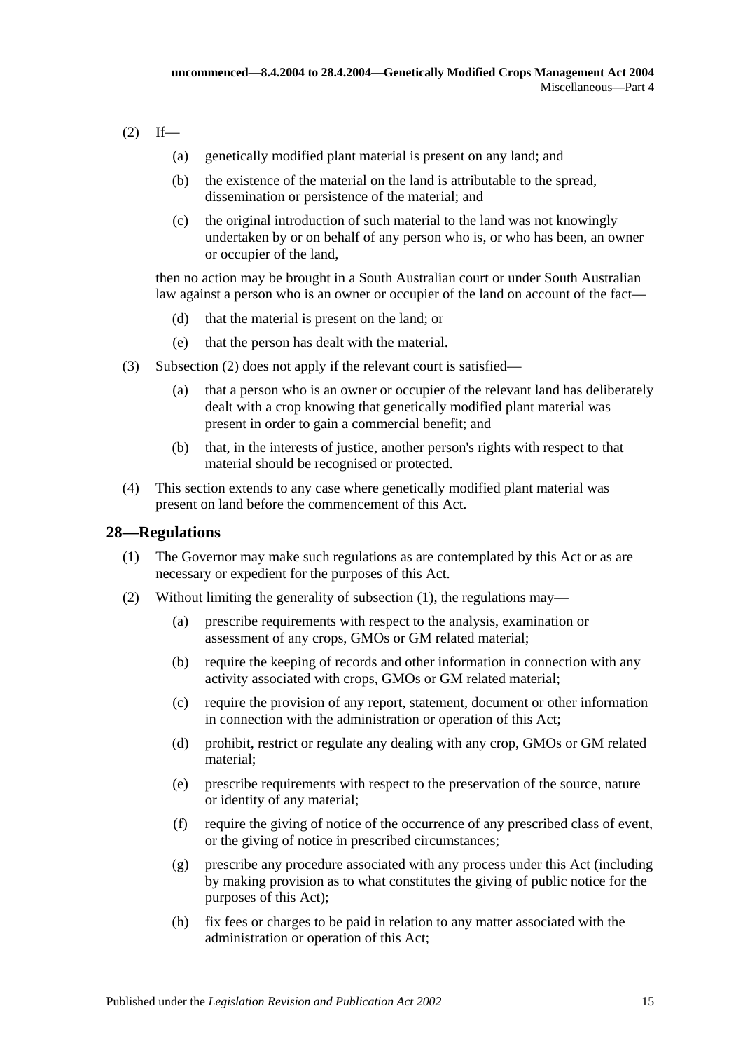(2) If—

(a) genetically modified plant material is present on any land; and

(b) the existence of the material on the land is attributable to the spread, dissemination or persistence of the material; and

(c) the original introduction of such material to the land was not knowingly undertaken by or on behalf of any person who is, or who has been, an owner or occupier of the land,

then no action may be brought in a South Australian court or under South Australian law against a person who is an owner or occupier of the land on account of the fact—

(d) that the material is present on the land; or

(e) that the person has dealt with the material.

(3) Subsection (2) does not apply if the relevant court is satisfied—

(a) that a person who is an owner or occupier of the relevant land has deliberately dealt with a crop knowing that genetically modified plant material was present in order to gain a commercial benefit; and

(b) that, in the interests of justice, another person's rights with respect to that material should be recognised or protected.

(4) This section extends to any case where genetically modified plant material was present on land before the commencement of this Act.

## 28—Regulations

(1) The Governor may make such regulations as are contemplated by this Act or as are necessary or expedient for the purposes of this Act.

(2) Without limiting the generality of subsection (1), the regulations may—

(a) prescribe requirements with respect to the analysis, examination or assessment of any crops, GMOs or GM related material;

(b) require the keeping of records and other information in connection with any activity associated with crops, GMOs or GM related material;

(c) require the provision of any report, statement, document or other information in connection with the administration or operation of this Act;

(d) prohibit, restrict or regulate any dealing with any crop, GMOs or GM related material;

(e) prescribe requirements with respect to the preservation of the source, nature or identity of any material;

(f) require the giving of notice of the occurrence of any prescribed class of event, or the giving of notice in prescribed circumstances;

(g) prescribe any procedure associated with any process under this Act (including by making provision as to what constitutes the giving of public notice for the purposes of this Act);

(h) fix fees or charges to be paid in relation to any matter associated with the administration or operation of this Act;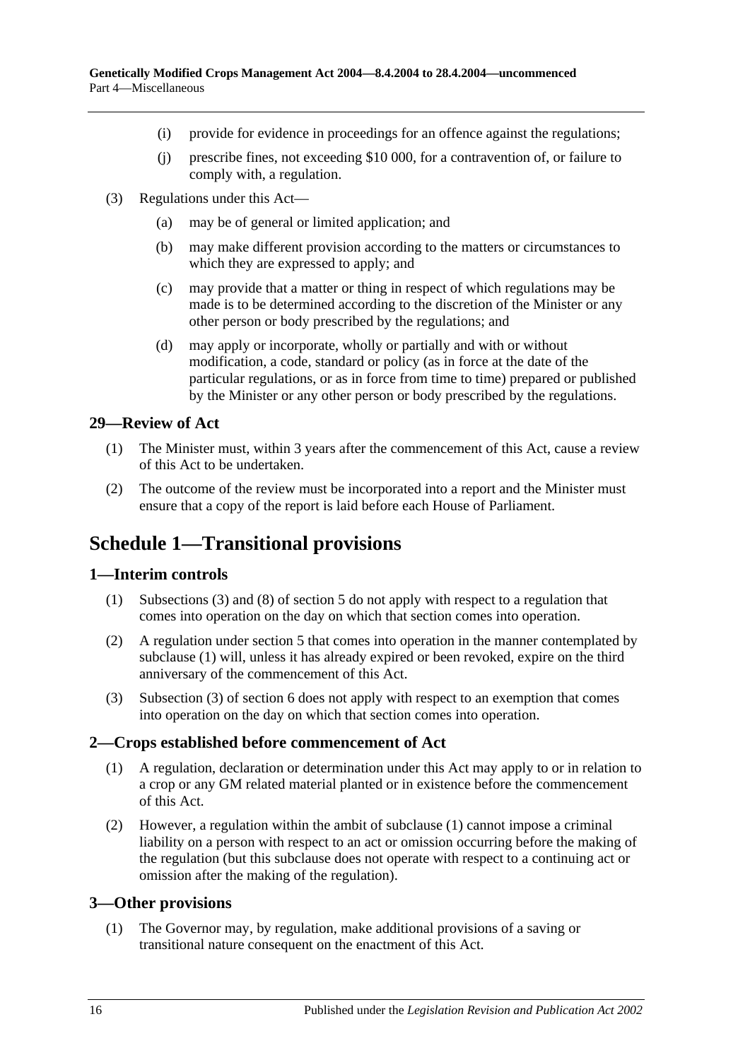(i) provide for evidence in proceedings for an offence against the regulations;

(j) prescribe fines, not exceeding $10 000, for a contravention of, or failure to comply with, a regulation.

(3) Regulations under this Act—

(a) may be of general or limited application; and

(b) may make different provision according to the matters or circumstances to which they are expressed to apply; and

(c) may provide that a matter or thing in respect of which regulations may be made is to be determined according to the discretion of the Minister or any other person or body prescribed by the regulations; and

(d) may apply or incorporate, wholly or partially and with or without modification, a code, standard or policy (as in force at the date of the particular regulations, or as in force from time to time) prepared or published by the Minister or any other person or body prescribed by the regulations.

### 29—Review of Act

(1) The Minister must, within 3 years after the commencement of this Act, cause a review of this Act to be undertaken.

(2) The outcome of the review must be incorporated into a report and the Minister must ensure that a copy of the report is laid before each House of Parliament.

## Schedule 1—Transitional provisions

### 1—Interim controls

(1) Subsections (3) and (8) of section 5 do not apply with respect to a regulation that comes into operation on the day on which that section comes into operation.

(2) A regulation under section 5 that comes into operation in the manner contemplated by subclause (1) will, unless it has already expired or been revoked, expire on the third anniversary of the commencement of this Act.

(3) Subsection (3) of section 6 does not apply with respect to an exemption that comes into operation on the day on which that section comes into operation.

### 2—Crops established before commencement of Act

(1) A regulation, declaration or determination under this Act may apply to or in relation to a crop or any GM related material planted or in existence before the commencement of this Act.

(2) However, a regulation within the ambit of subclause (1) cannot impose a criminal liability on a person with respect to an act or omission occurring before the making of the regulation (but this subclause does not operate with respect to a continuing act or omission after the making of the regulation).

### 3—Other provisions

(1) The Governor may, by regulation, make additional provisions of a saving or transitional nature consequent on the enactment of this Act.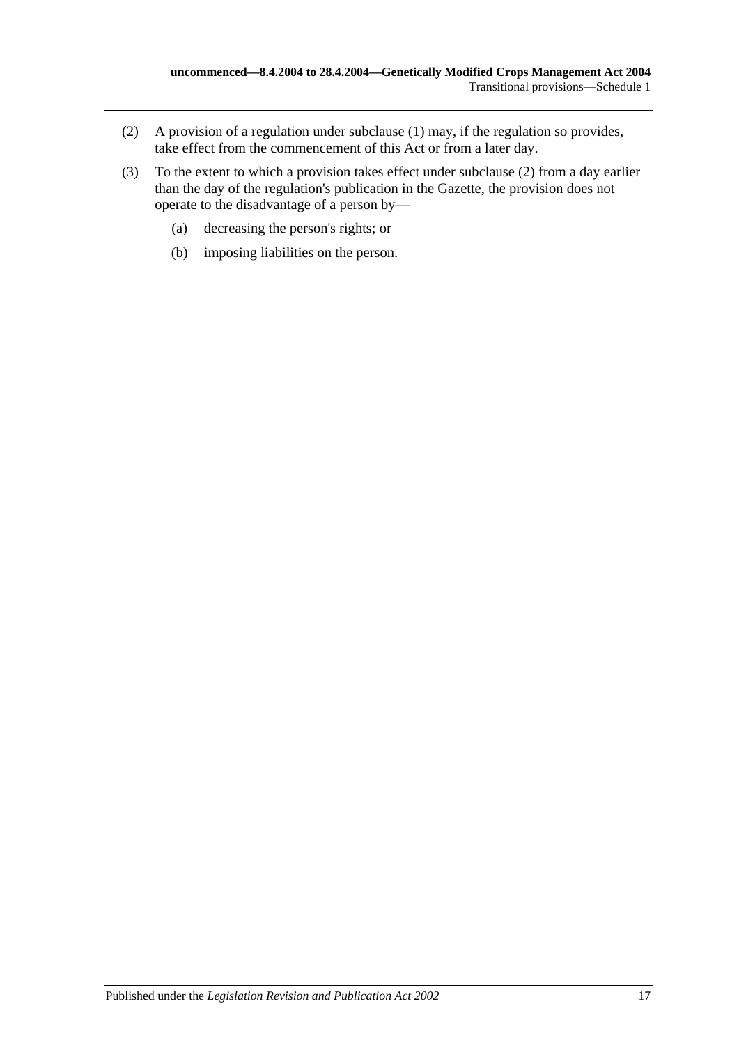(2) A provision of a regulation under subclause (1) may, if the regulation so provides, take effect from the commencement of this Act or from a later day.

(3) To the extent to which a provision takes effect under subclause (2) from a day earlier than the day of the regulation's publication in the Gazette, the provision does not operate to the disadvantage of a person by—

   (a) decreasing the person's rights; or

   (b) imposing liabilities on the person.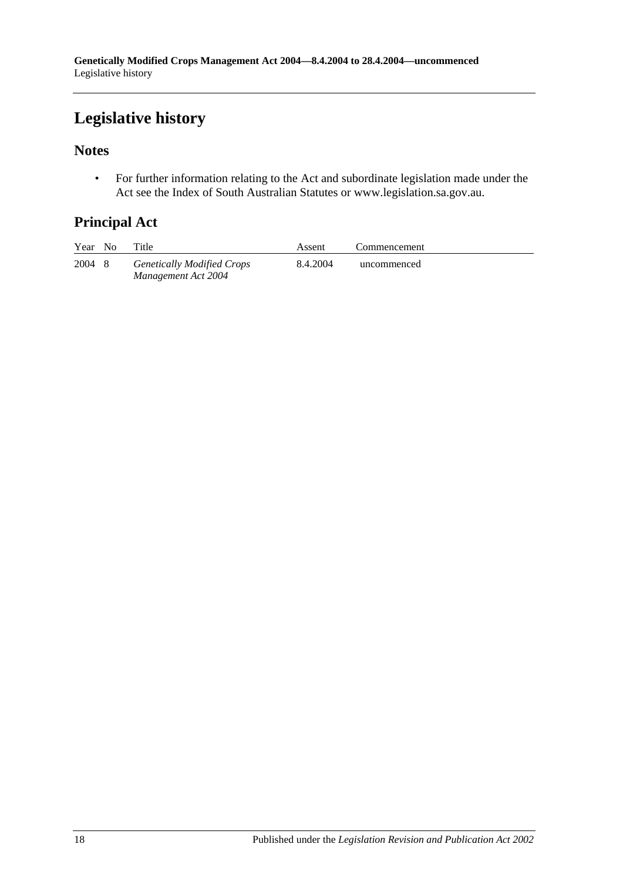# Legislative history

## Notes

- For further information relating to the Act and subordinate legislation made under the Act see the Index of South Australian Statutes or www.legislation.sa.gov.au.

## Principal Act

| Year | No | Title | Assent | Commencement |
|---|---|---|---|---|
| 2004 | 8 | *Genetically Modified Crops Management Act 2004* | 8.4.2004 | uncommenced |